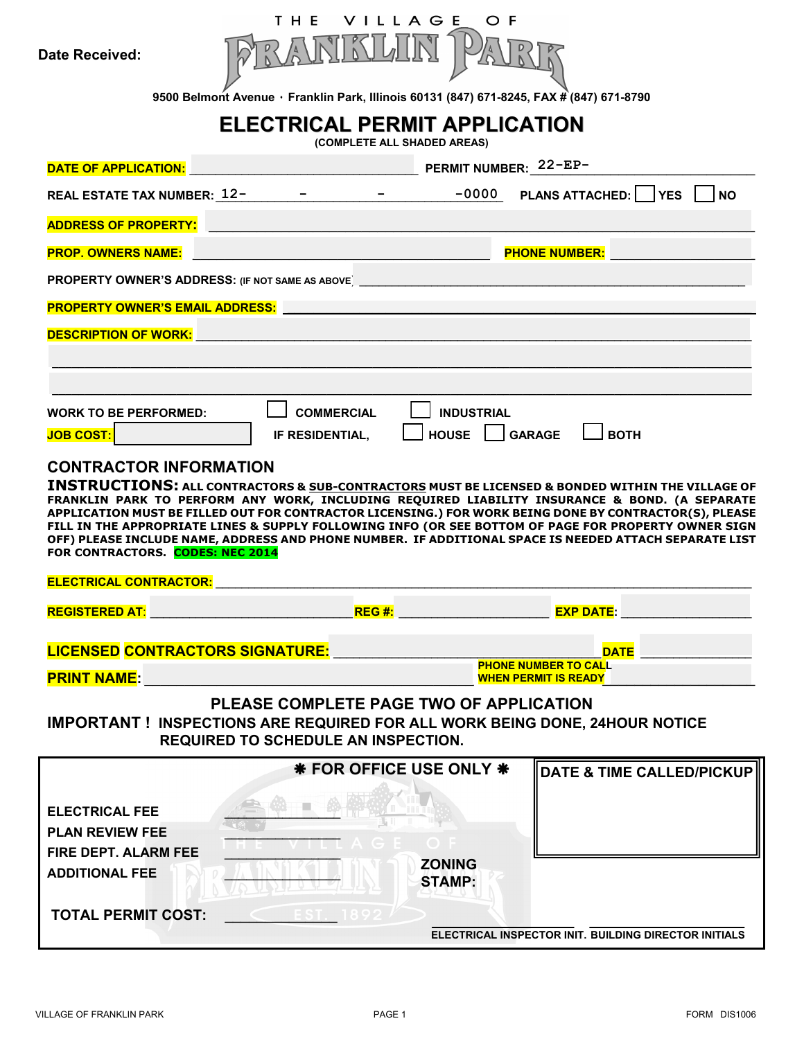Date Received:

THE VILLAGE OF FRANKLIN PARK

9500 Belmont Avenue · Franklin Park, Illinois 60131 (847) 671-8245, FAX # (847) 671-8790

# ELECTRICAL PERMIT APPLICATION

(COMPLETE ALL SHADED AREAS)

DATE OF APPLICATION: ____________________ PERMIT NUMBER: 22-EP-____________________

REAL ESTATE TAX NUMBER: 12-______-______-______-0000 PLANS ATTACHED: ☐ YES ☐ NO

ADDRESS OF PROPERTY: ________________________________________

PROP. OWNERS NAME: ____________________ PHONE NUMBER: ____________________

PROPERTY OWNER'S ADDRESS: (IF NOT SAME AS ABOVE) ________________________________________

PROPERTY OWNER'S EMAIL ADDRESS: ________________________________________

DESCRIPTION OF WORK: ________________________________________

________________________________________

________________________________________

WORK TO BE PERFORMED: ☐ COMMERCIAL ☐ INDUSTRIAL

JOB COST: __________ IF RESIDENTIAL, ☐ HOUSE ☐ GARAGE ☐ BOTH

## CONTRACTOR INFORMATION

**INSTRUCTIONS:** ALL CONTRACTORS & SUB-CONTRACTORS MUST BE LICENSED & BONDED WITHIN THE VILLAGE OF FRANKLIN PARK TO PERFORM ANY WORK, INCLUDING REQUIRED LIABILITY INSURANCE & BOND. (A SEPARATE APPLICATION MUST BE FILLED OUT FOR CONTRACTOR LICENSING.) FOR WORK BEING DONE BY CONTRACTOR(S), PLEASE FILL IN THE APPROPRIATE LINES & SUPPLY FOLLOWING INFO (OR SEE BOTTOM OF PAGE FOR PROPERTY OWNER SIGN OFF) PLEASE INCLUDE NAME, ADDRESS AND PHONE NUMBER. IF ADDITIONAL SPACE IS NEEDED ATTACH SEPARATE LIST FOR CONTRACTORS. **CODES: NEC 2014**

ELECTRICAL CONTRACTOR: ________________________________________

REGISTERED AT: ____________________ REG #: ____________________ EXP DATE: ____________________

LICENSED CONTRACTORS SIGNATURE: ____________________ DATE ____________________

PRINT NAME: ____________________ PHONE NUMBER TO CALL WHEN PERMIT IS READY ____________________

**PLEASE COMPLETE PAGE TWO OF APPLICATION**

**IMPORTANT ! INSPECTIONS ARE REQUIRED FOR ALL WORK BEING DONE, 24HOUR NOTICE REQUIRED TO SCHEDULE AN INSPECTION.**

**❋ FOR OFFICE USE ONLY ❋**

DATE & TIME CALLED/PICKUP

ELECTRICAL FEE __________

PLAN REVIEW FEE __________

FIRE DEPT. ALARM FEE __________

ADDITIONAL FEE __________

ZONING STAMP:

TOTAL PERMIT COST: __________

__________ ELECTRICAL INSPECTOR INIT. __________ BUILDING DIRECTOR INITIALS

VILLAGE OF FRANKLIN PARK FORM DIS1006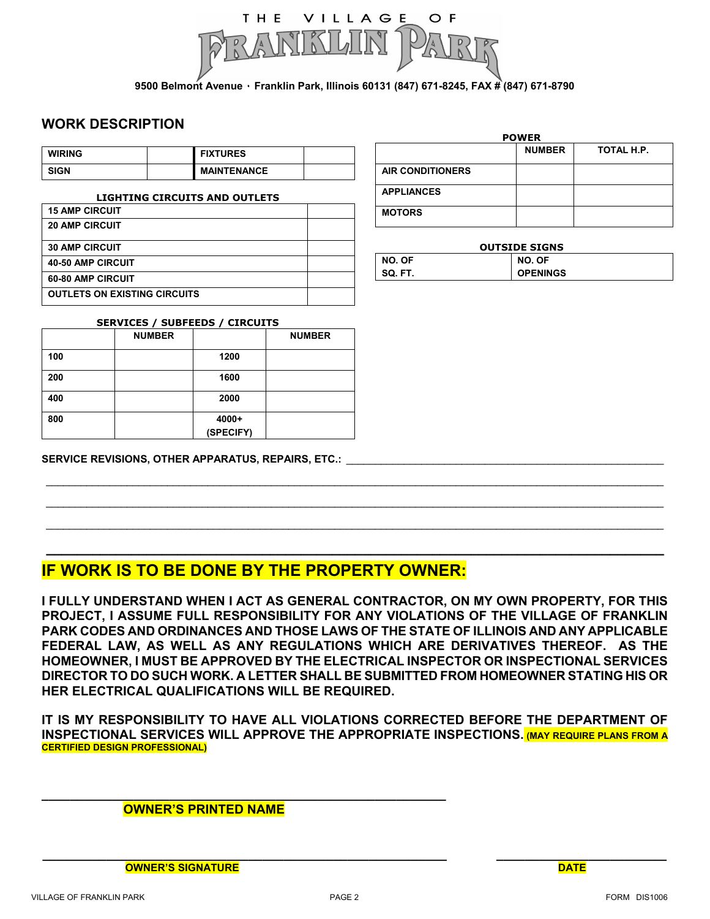THE VILLAGE OF

# FRANKLIN PARK

9500 Belmont Avenue · Franklin Park, Illinois 60131 (847) 671-8245, FAX # (847) 671-8790

## WORK DESCRIPTION

| | | | |
|---|---|---|---|
| **WIRING** | | **FIXTURES** | |
| **SIGN** | | **MAINTENANCE** | |

**LIGHTING CIRCUITS AND OUTLETS**

| | |
|---|---|
| **15 AMP CIRCUIT** | |
| **20 AMP CIRCUIT** | |
| **30 AMP CIRCUIT** | |
| **40-50 AMP CIRCUIT** | |
| **60-80 AMP CIRCUIT** | |
| **OUTLETS ON EXISTING CIRCUITS** | |

**SERVICES / SUBFEEDS / CIRCUITS**

| | NUMBER | | NUMBER |
|---|---|---|---|
| **100** | | **1200** | |
| **200** | | **1600** | |
| **400** | | **2000** | |
| **800** | | **4000+ (SPECIFY)** | |

**POWER**

| | NUMBER | TOTAL H.P. |
|---|---|---|
| **AIR CONDITIONERS** | | |
| **APPLIANCES** | | |
| **MOTORS** | | |

**OUTSIDE SIGNS**

| | |
|---|---|
| **NO. OF SQ. FT.** | **NO. OF OPENINGS** |

**SERVICE REVISIONS, OTHER APPARATUS, REPAIRS, ETC.:** ____________________________________________

__________________________________________________________________________________

__________________________________________________________________________________

__________________________________________________________________________________

## IF WORK IS TO BE DONE BY THE PROPERTY OWNER:

**I FULLY UNDERSTAND WHEN I ACT AS GENERAL CONTRACTOR, ON MY OWN PROPERTY, FOR THIS PROJECT, I ASSUME FULL RESPONSIBILITY FOR ANY VIOLATIONS OF THE VILLAGE OF FRANKLIN PARK CODES AND ORDINANCES AND THOSE LAWS OF THE STATE OF ILLINOIS AND ANY APPLICABLE FEDERAL LAW, AS WELL AS ANY REGULATIONS WHICH ARE DERIVATIVES THEREOF. AS THE HOMEOWNER, I MUST BE APPROVED BY THE ELECTRICAL INSPECTOR OR INSPECTIONAL SERVICES DIRECTOR TO DO SUCH WORK. A LETTER SHALL BE SUBMITTED FROM HOMEOWNER STATING HIS OR HER ELECTRICAL QUALIFICATIONS WILL BE REQUIRED.**

**IT IS MY RESPONSIBILITY TO HAVE ALL VIOLATIONS CORRECTED BEFORE THE DEPARTMENT OF INSPECTIONAL SERVICES WILL APPROVE THE APPROPRIATE INSPECTIONS. (MAY REQUIRE PLANS FROM A CERTIFIED DESIGN PROFESSIONAL)**

______________________________________________

**OWNER'S PRINTED NAME**

______________________________________________ ______________________

**OWNER'S SIGNATURE** **DATE**

VILLAGE OF FRANKLIN PARK FORM DIS1006